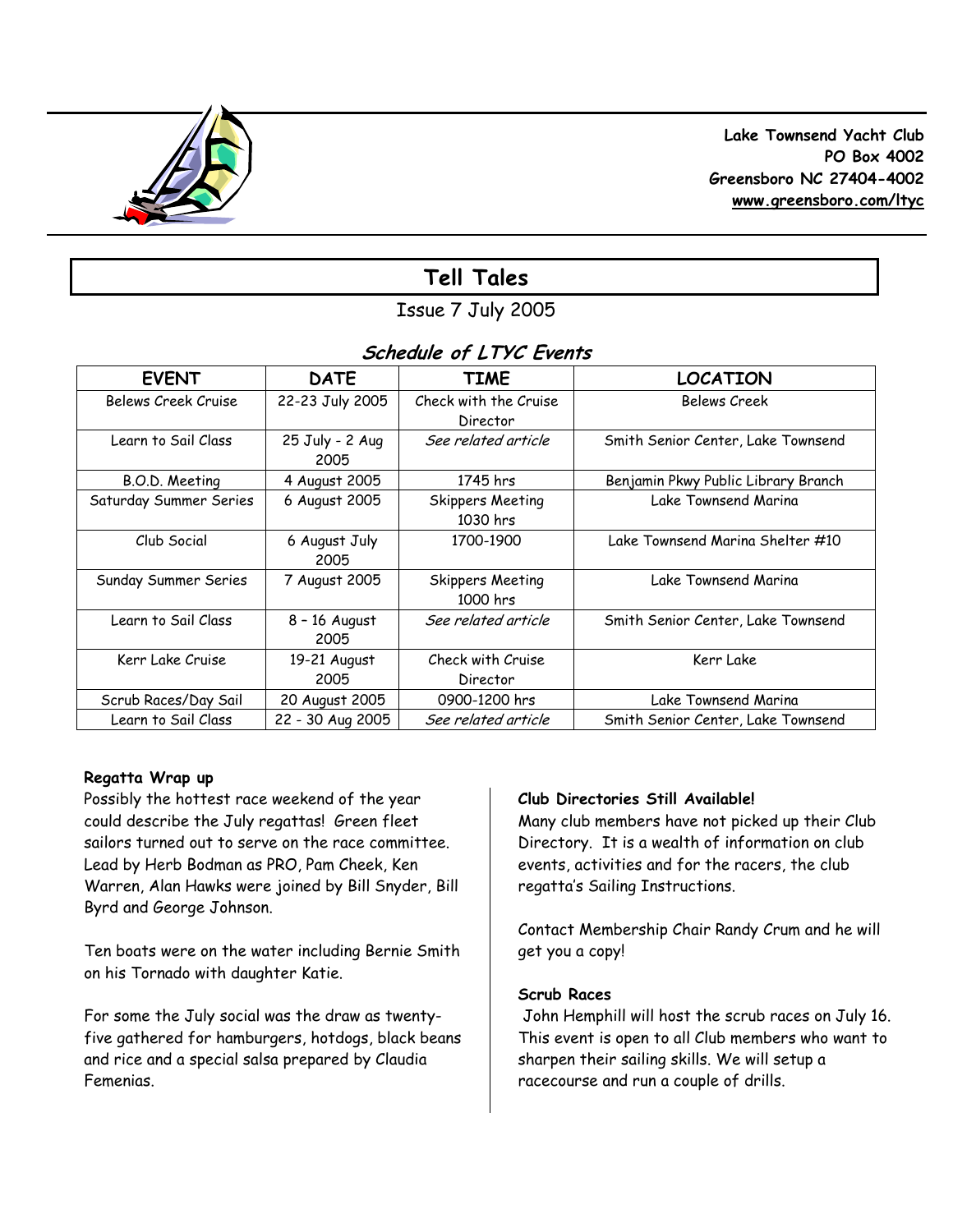**Lake Townsend Yacht Club**
**PO Box 4002**
**Greensboro NC 27404-4002**
**www.greensboro.com/ltyc**

# Tell Tales

Issue 7 July 2005

## *Schedule of LTYC Events*

| EVENT | DATE | TIME | LOCATION |
|---|---|---|---|
| Belews Creek Cruise | 22-23 July 2005 | Check with the Cruise Director | Belews Creek |
| Learn to Sail Class | 25 July - 2 Aug 2005 | *See related article* | Smith Senior Center, Lake Townsend |
| B.O.D. Meeting | 4 August 2005 | 1745 hrs | Benjamin Pkwy Public Library Branch |
| Saturday Summer Series | 6 August 2005 | Skippers Meeting 1030 hrs | Lake Townsend Marina |
| Club Social | 6 August July 2005 | 1700-1900 | Lake Townsend Marina Shelter #10 |
| Sunday Summer Series | 7 August 2005 | Skippers Meeting 1000 hrs | Lake Townsend Marina |
| Learn to Sail Class | 8 – 16 August 2005 | *See related article* | Smith Senior Center, Lake Townsend |
| Kerr Lake Cruise | 19-21 August 2005 | Check with Cruise Director | Kerr Lake |
| Scrub Races/Day Sail | 20 August 2005 | 0900-1200 hrs | Lake Townsend Marina |
| Learn to Sail Class | 22 - 30 Aug 2005 | *See related article* | Smith Senior Center, Lake Townsend |

**Regatta Wrap up**

Possibly the hottest race weekend of the year could describe the July regattas! Green fleet sailors turned out to serve on the race committee. Lead by Herb Bodman as PRO, Pam Cheek, Ken Warren, Alan Hawks were joined by Bill Snyder, Bill Byrd and George Johnson.

Ten boats were on the water including Bernie Smith on his Tornado with daughter Katie.

For some the July social was the draw as twenty-five gathered for hamburgers, hotdogs, black beans and rice and a special salsa prepared by Claudia Femenias.

**Club Directories Still Available!**

Many club members have not picked up their Club Directory. It is a wealth of information on club events, activities and for the racers, the club regatta's Sailing Instructions.

Contact Membership Chair Randy Crum and he will get you a copy!

**Scrub Races**

John Hemphill will host the scrub races on July 16. This event is open to all Club members who want to sharpen their sailing skills. We will setup a racecourse and run a couple of drills.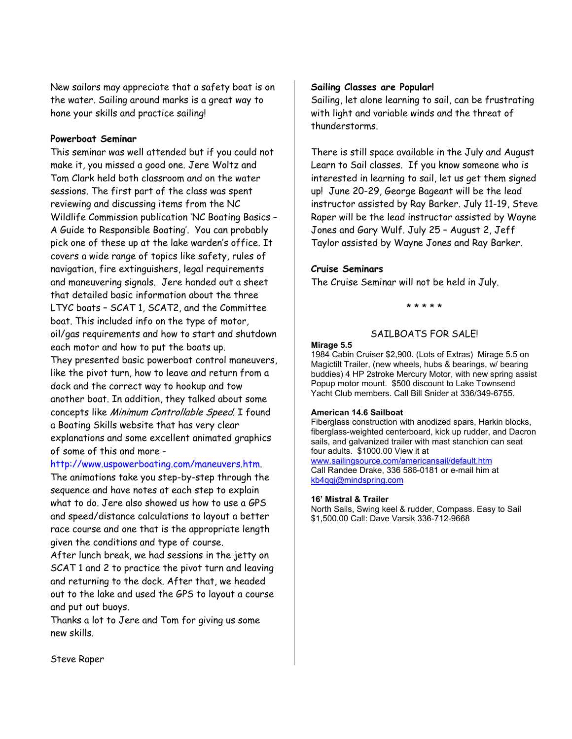New sailors may appreciate that a safety boat is on the water. Sailing around marks is a great way to hone your skills and practice sailing!

**Powerboat Seminar**

This seminar was well attended but if you could not make it, you missed a good one. Jere Woltz and Tom Clark held both classroom and on the water sessions. The first part of the class was spent reviewing and discussing items from the NC Wildlife Commission publication 'NC Boating Basics – A Guide to Responsible Boating'. You can probably pick one of these up at the lake warden's office. It covers a wide range of topics like safety, rules of navigation, fire extinguishers, legal requirements and maneuvering signals. Jere handed out a sheet that detailed basic information about the three LTYC boats – SCAT 1, SCAT2, and the Committee boat. This included info on the type of motor, oil/gas requirements and how to start and shutdown each motor and how to put the boats up.
They presented basic powerboat control maneuvers, like the pivot turn, how to leave and return from a dock and the correct way to hookup and tow another boat. In addition, they talked about some concepts like *Minimum Controllable Speed*. I found a Boating Skills website that has very clear explanations and some excellent animated graphics of some of this and more - http://www.uspowerboating.com/maneuvers.htm.
The animations take you step-by-step through the sequence and have notes at each step to explain what to do. Jere also showed us how to use a GPS and speed/distance calculations to layout a better race course and one that is the appropriate length given the conditions and type of course.
After lunch break, we had sessions in the jetty on SCAT 1 and 2 to practice the pivot turn and leaving and returning to the dock. After that, we headed out to the lake and used the GPS to layout a course and put out buoys.
Thanks a lot to Jere and Tom for giving us some new skills.

Steve Raper

**Sailing Classes are Popular!**

Sailing, let alone learning to sail, can be frustrating with light and variable winds and the threat of thunderstorms.

There is still space available in the July and August Learn to Sail classes. If you know someone who is interested in learning to sail, let us get them signed up! June 20-29, George Bageant will be the lead instructor assisted by Ray Barker. July 11-19, Steve Raper will be the lead instructor assisted by Wayne Jones and Gary Wulf. July 25 – August 2, Jeff Taylor assisted by Wayne Jones and Ray Barker.

**Cruise Seminars**

The Cruise Seminar will not be held in July.

* * * * *

## SAILBOATS FOR SALE!

**Mirage 5.5**
1984 Cabin Cruiser $2,900. (Lots of Extras) Mirage 5.5 on Magictilt Trailer, (new wheels, hubs & bearings, w/ bearing buddies) 4 HP 2stroke Mercury Motor, with new spring assist Popup motor mount. $500 discount to Lake Townsend Yacht Club members. Call Bill Snider at 336/349-6755.

**American 14.6 Sailboat**
Fiberglass construction with anodized spars, Harkin blocks, fiberglass-weighted centerboard, kick up rudder, and Dacron sails, and galvanized trailer with mast stanchion can seat four adults. $1000.00 View it at www.sailingsource.com/americansail/default.htm
Call Randee Drake, 336 586-0181 or e-mail him at kb4qgj@mindspring.com

**16' Mistral & Trailer**
North Sails, Swing keel & rudder, Compass. Easy to Sail $1,500.00 Call: Dave Varsik 336-712-9668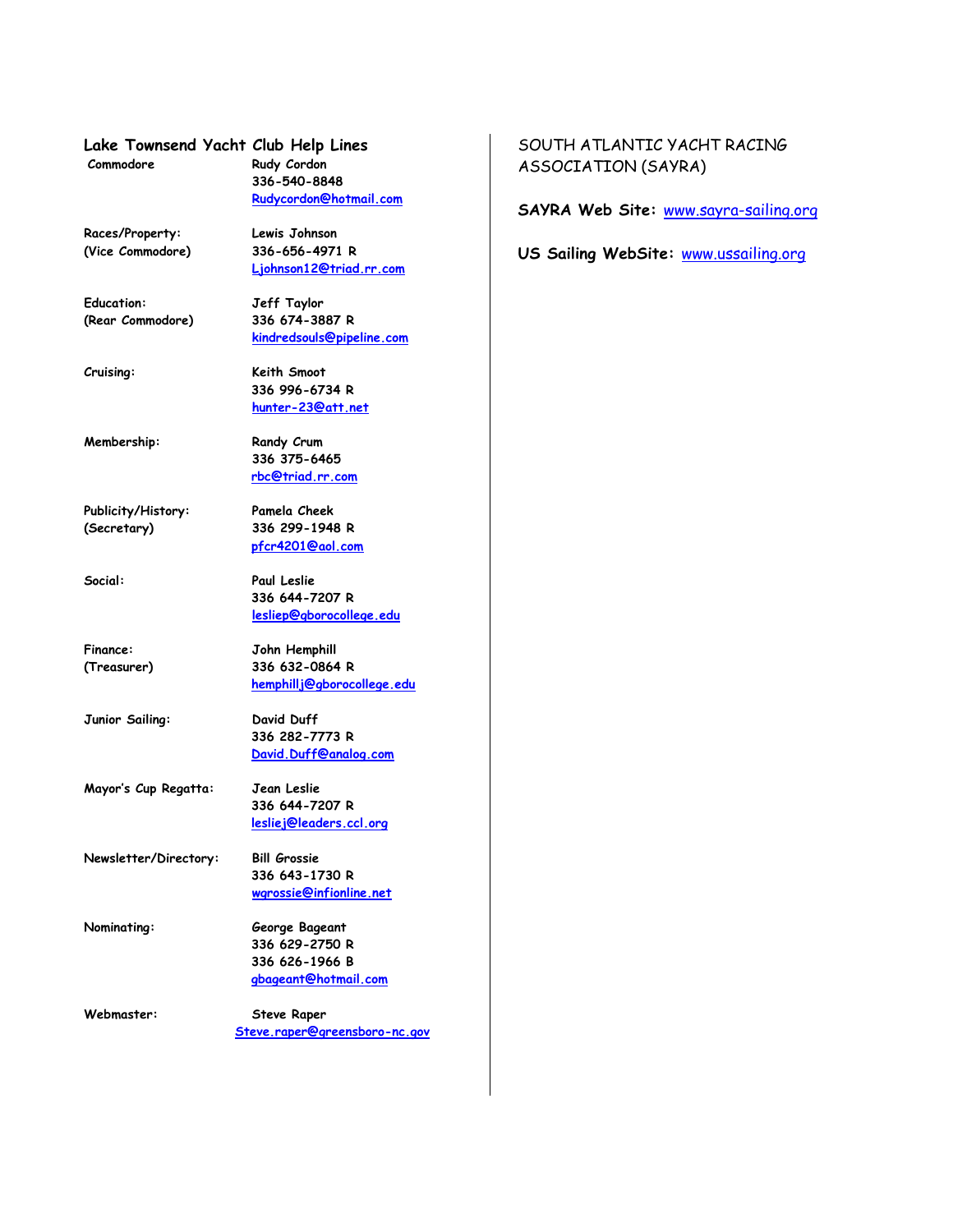## Lake Townsend Yacht Club Help Lines

| | |
|---|---|
| Commodore | Rudy Cordon<br>336-540-8848<br>Rudycordon@hotmail.com |
| Races/Property:<br>(Vice Commodore) | Lewis Johnson<br>336-656-4971 R<br>Ljohnson12@triad.rr.com |
| Education:<br>(Rear Commodore) | Jeff Taylor<br>336 674-3887 R<br>kindredsouls@pipeline.com |
| Cruising: | Keith Smoot<br>336 996-6734 R<br>hunter-23@att.net |
| Membership: | Randy Crum<br>336 375-6465<br>rbc@triad.rr.com |
| Publicity/History:<br>(Secretary) | Pamela Cheek<br>336 299-1948 R<br>pfcr4201@aol.com |
| Social: | Paul Leslie<br>336 644-7207 R<br>lesliep@gborocollege.edu |
| Finance:<br>(Treasurer) | John Hemphill<br>336 632-0864 R<br>hemphillj@gborocollege.edu |
| Junior Sailing: | David Duff<br>336 282-7773 R<br>David.Duff@analog.com |
| Mayor's Cup Regatta: | Jean Leslie<br>336 644-7207 R<br>lesliej@leaders.ccl.org |
| Newsletter/Directory: | Bill Grossie<br>336 643-1730 R<br>wgrossie@infionline.net |
| Nominating: | George Bageant<br>336 629-2750 R<br>336 626-1966 B<br>gbageant@hotmail.com |
| Webmaster: | Steve Raper<br>Steve.raper@greensboro-nc.gov |

## SOUTH ATLANTIC YACHT RACING ASSOCIATION (SAYRA)

**SAYRA Web Site:** www.sayra-sailing.org

**US Sailing WebSite:** www.ussailing.org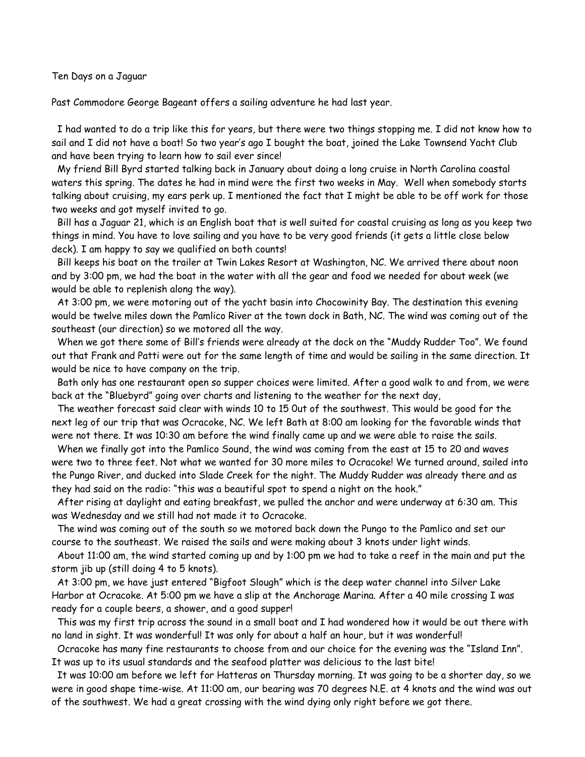Ten Days on a Jaguar

Past Commodore George Bageant offers a sailing adventure he had last year.

I had wanted to do a trip like this for years, but there were two things stopping me. I did not know how to sail and I did not have a boat! So two year's ago I bought the boat, joined the Lake Townsend Yacht Club and have been trying to learn how to sail ever since!

My friend Bill Byrd started talking back in January about doing a long cruise in North Carolina coastal waters this spring. The dates he had in mind were the first two weeks in May. Well when somebody starts talking about cruising, my ears perk up. I mentioned the fact that I might be able to be off work for those two weeks and got myself invited to go.

Bill has a Jaguar 21, which is an English boat that is well suited for coastal cruising as long as you keep two things in mind. You have to love sailing and you have to be very good friends (it gets a little close below deck). I am happy to say we qualified on both counts!

Bill keeps his boat on the trailer at Twin Lakes Resort at Washington, NC. We arrived there about noon and by 3:00 pm, we had the boat in the water with all the gear and food we needed for about week (we would be able to replenish along the way).

At 3:00 pm, we were motoring out of the yacht basin into Chocowinity Bay. The destination this evening would be twelve miles down the Pamlico River at the town dock in Bath, NC. The wind was coming out of the southeast (our direction) so we motored all the way.

When we got there some of Bill's friends were already at the dock on the "Muddy Rudder Too". We found out that Frank and Patti were out for the same length of time and would be sailing in the same direction. It would be nice to have company on the trip.

Bath only has one restaurant open so supper choices were limited. After a good walk to and from, we were back at the "Bluebyrd" going over charts and listening to the weather for the next day,

The weather forecast said clear with winds 10 to 15 0ut of the southwest. This would be good for the next leg of our trip that was Ocracoke, NC. We left Bath at 8:00 am looking for the favorable winds that were not there. It was 10:30 am before the wind finally came up and we were able to raise the sails.

When we finally got into the Pamlico Sound, the wind was coming from the east at 15 to 20 and waves were two to three feet. Not what we wanted for 30 more miles to Ocracoke! We turned around, sailed into the Pungo River, and ducked into Slade Creek for the night. The Muddy Rudder was already there and as they had said on the radio: "this was a beautiful spot to spend a night on the hook."

After rising at daylight and eating breakfast, we pulled the anchor and were underway at 6:30 am. This was Wednesday and we still had not made it to Ocracoke.

The wind was coming out of the south so we motored back down the Pungo to the Pamlico and set our course to the southeast. We raised the sails and were making about 3 knots under light winds.

About 11:00 am, the wind started coming up and by 1:00 pm we had to take a reef in the main and put the storm jib up (still doing 4 to 5 knots).

At 3:00 pm, we have just entered "Bigfoot Slough" which is the deep water channel into Silver Lake Harbor at Ocracoke. At 5:00 pm we have a slip at the Anchorage Marina. After a 40 mile crossing I was ready for a couple beers, a shower, and a good supper!

This was my first trip across the sound in a small boat and I had wondered how it would be out there with no land in sight. It was wonderful! It was only for about a half an hour, but it was wonderful!

Ocracoke has many fine restaurants to choose from and our choice for the evening was the "Island Inn". It was up to its usual standards and the seafood platter was delicious to the last bite!

It was 10:00 am before we left for Hatteras on Thursday morning. It was going to be a shorter day, so we were in good shape time-wise. At 11:00 am, our bearing was 70 degrees N.E. at 4 knots and the wind was out of the southwest. We had a great crossing with the wind dying only right before we got there.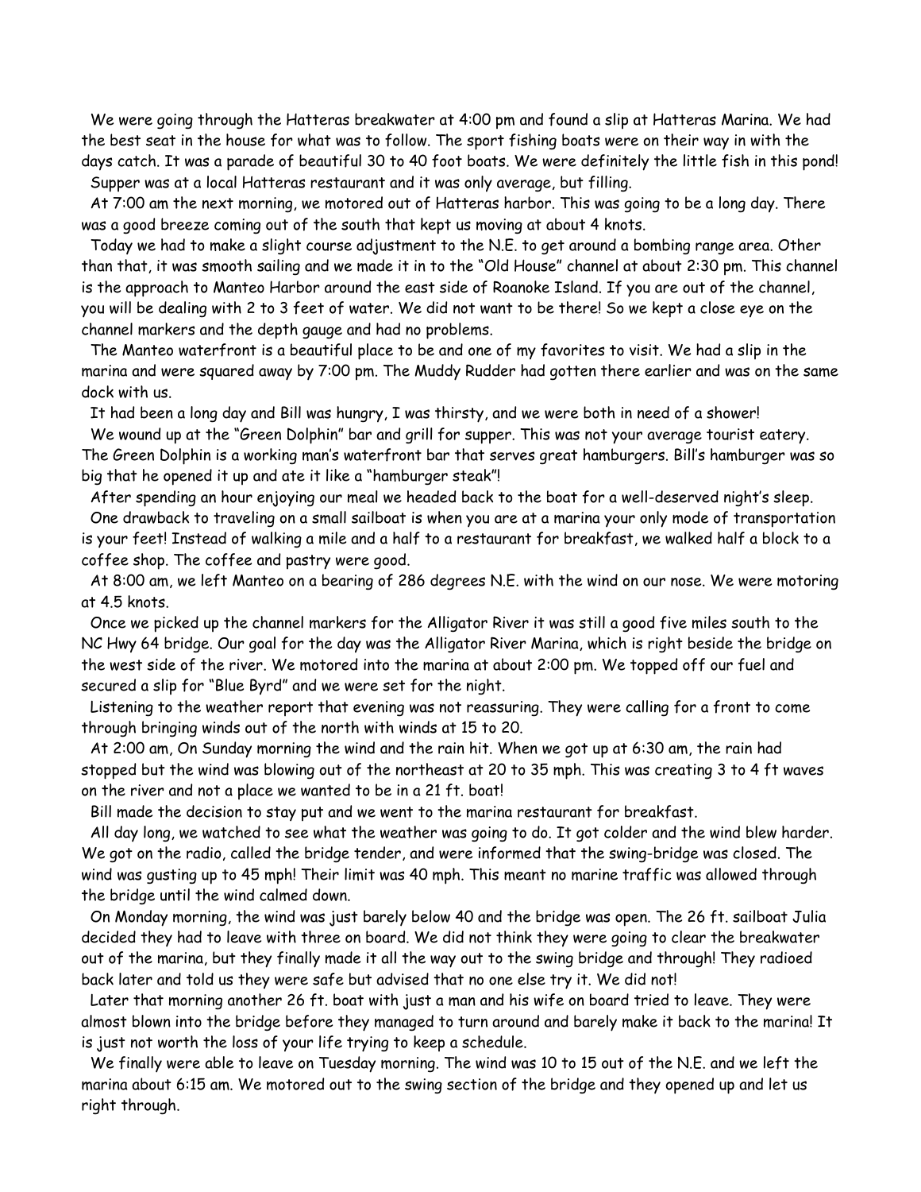We were going through the Hatteras breakwater at 4:00 pm and found a slip at Hatteras Marina. We had the best seat in the house for what was to follow. The sport fishing boats were on their way in with the days catch. It was a parade of beautiful 30 to 40 foot boats. We were definitely the little fish in this pond!

Supper was at a local Hatteras restaurant and it was only average, but filling.

At 7:00 am the next morning, we motored out of Hatteras harbor. This was going to be a long day. There was a good breeze coming out of the south that kept us moving at about 4 knots.

Today we had to make a slight course adjustment to the N.E. to get around a bombing range area. Other than that, it was smooth sailing and we made it in to the "Old House" channel at about 2:30 pm. This channel is the approach to Manteo Harbor around the east side of Roanoke Island. If you are out of the channel, you will be dealing with 2 to 3 feet of water. We did not want to be there! So we kept a close eye on the channel markers and the depth gauge and had no problems.

The Manteo waterfront is a beautiful place to be and one of my favorites to visit. We had a slip in the marina and were squared away by 7:00 pm. The Muddy Rudder had gotten there earlier and was on the same dock with us.

It had been a long day and Bill was hungry, I was thirsty, and we were both in need of a shower!

We wound up at the "Green Dolphin" bar and grill for supper. This was not your average tourist eatery. The Green Dolphin is a working man's waterfront bar that serves great hamburgers. Bill's hamburger was so big that he opened it up and ate it like a "hamburger steak"!

After spending an hour enjoying our meal we headed back to the boat for a well-deserved night's sleep.

One drawback to traveling on a small sailboat is when you are at a marina your only mode of transportation is your feet! Instead of walking a mile and a half to a restaurant for breakfast, we walked half a block to a coffee shop. The coffee and pastry were good.

At 8:00 am, we left Manteo on a bearing of 286 degrees N.E. with the wind on our nose. We were motoring at 4.5 knots.

Once we picked up the channel markers for the Alligator River it was still a good five miles south to the NC Hwy 64 bridge. Our goal for the day was the Alligator River Marina, which is right beside the bridge on the west side of the river. We motored into the marina at about 2:00 pm. We topped off our fuel and secured a slip for "Blue Byrd" and we were set for the night.

Listening to the weather report that evening was not reassuring. They were calling for a front to come through bringing winds out of the north with winds at 15 to 20.

At 2:00 am, On Sunday morning the wind and the rain hit. When we got up at 6:30 am, the rain had stopped but the wind was blowing out of the northeast at 20 to 35 mph. This was creating 3 to 4 ft waves on the river and not a place we wanted to be in a 21 ft. boat!

Bill made the decision to stay put and we went to the marina restaurant for breakfast.

All day long, we watched to see what the weather was going to do. It got colder and the wind blew harder. We got on the radio, called the bridge tender, and were informed that the swing-bridge was closed. The wind was gusting up to 45 mph! Their limit was 40 mph. This meant no marine traffic was allowed through the bridge until the wind calmed down.

On Monday morning, the wind was just barely below 40 and the bridge was open. The 26 ft. sailboat Julia decided they had to leave with three on board. We did not think they were going to clear the breakwater out of the marina, but they finally made it all the way out to the swing bridge and through! They radioed back later and told us they were safe but advised that no one else try it. We did not!

Later that morning another 26 ft. boat with just a man and his wife on board tried to leave. They were almost blown into the bridge before they managed to turn around and barely make it back to the marina! It is just not worth the loss of your life trying to keep a schedule.

We finally were able to leave on Tuesday morning. The wind was 10 to 15 out of the N.E. and we left the marina about 6:15 am. We motored out to the swing section of the bridge and they opened up and let us right through.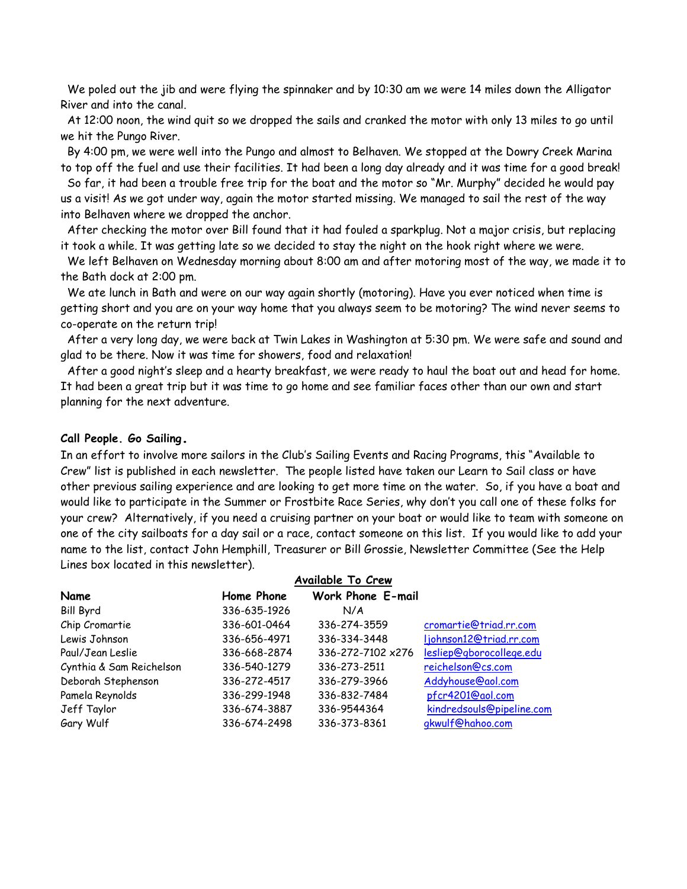We poled out the jib and were flying the spinnaker and by 10:30 am we were 14 miles down the Alligator River and into the canal.

At 12:00 noon, the wind quit so we dropped the sails and cranked the motor with only 13 miles to go until we hit the Pungo River.

By 4:00 pm, we were well into the Pungo and almost to Belhaven. We stopped at the Dowry Creek Marina to top off the fuel and use their facilities. It had been a long day already and it was time for a good break!

So far, it had been a trouble free trip for the boat and the motor so "Mr. Murphy" decided he would pay us a visit! As we got under way, again the motor started missing. We managed to sail the rest of the way into Belhaven where we dropped the anchor.

After checking the motor over Bill found that it had fouled a sparkplug. Not a major crisis, but replacing it took a while. It was getting late so we decided to stay the night on the hook right where we were.

We left Belhaven on Wednesday morning about 8:00 am and after motoring most of the way, we made it to the Bath dock at 2:00 pm.

We ate lunch in Bath and were on our way again shortly (motoring). Have you ever noticed when time is getting short and you are on your way home that you always seem to be motoring? The wind never seems to co-operate on the return trip!

After a very long day, we were back at Twin Lakes in Washington at 5:30 pm. We were safe and sound and glad to be there. Now it was time for showers, food and relaxation!

After a good night's sleep and a hearty breakfast, we were ready to haul the boat out and head for home. It had been a great trip but it was time to go home and see familiar faces other than our own and start planning for the next adventure.

**Call People. Go Sailing.**

In an effort to involve more sailors in the Club's Sailing Events and Racing Programs, this "Available to Crew" list is published in each newsletter. The people listed have taken our Learn to Sail class or have other previous sailing experience and are looking to get more time on the water. So, if you have a boat and would like to participate in the Summer or Frostbite Race Series, why don't you call one of these folks for your crew? Alternatively, if you need a cruising partner on your boat or would like to team with someone on one of the city sailboats for a day sail or a race, contact someone on this list. If you would like to add your name to the list, contact John Hemphill, Treasurer or Bill Grossie, Newsletter Committee (See the Help Lines box located in this newsletter).

**Available To Crew**

| Name | Home Phone | Work Phone | E-mail |
|---|---|---|---|
| Bill Byrd | 336-635-1926 | N/A | |
| Chip Cromartie | 336-601-0464 | 336-274-3559 | cromartie@triad.rr.com |
| Lewis Johnson | 336-656-4971 | 336-334-3448 | ljohnson12@triad.rr.com |
| Paul/Jean Leslie | 336-668-2874 | 336-272-7102 x276 | lesliep@gborocollege.edu |
| Cynthia & Sam Reichelson | 336-540-1279 | 336-273-2511 | reichelson@cs.com |
| Deborah Stephenson | 336-272-4517 | 336-279-3966 | Addyhouse@aol.com |
| Pamela Reynolds | 336-299-1948 | 336-832-7484 | pfcr4201@aol.com |
| Jeff Taylor | 336-674-3887 | 336-9544364 | kindredsouls@pipeline.com |
| Gary Wulf | 336-674-2498 | 336-373-8361 | gkwulf@hahoo.com |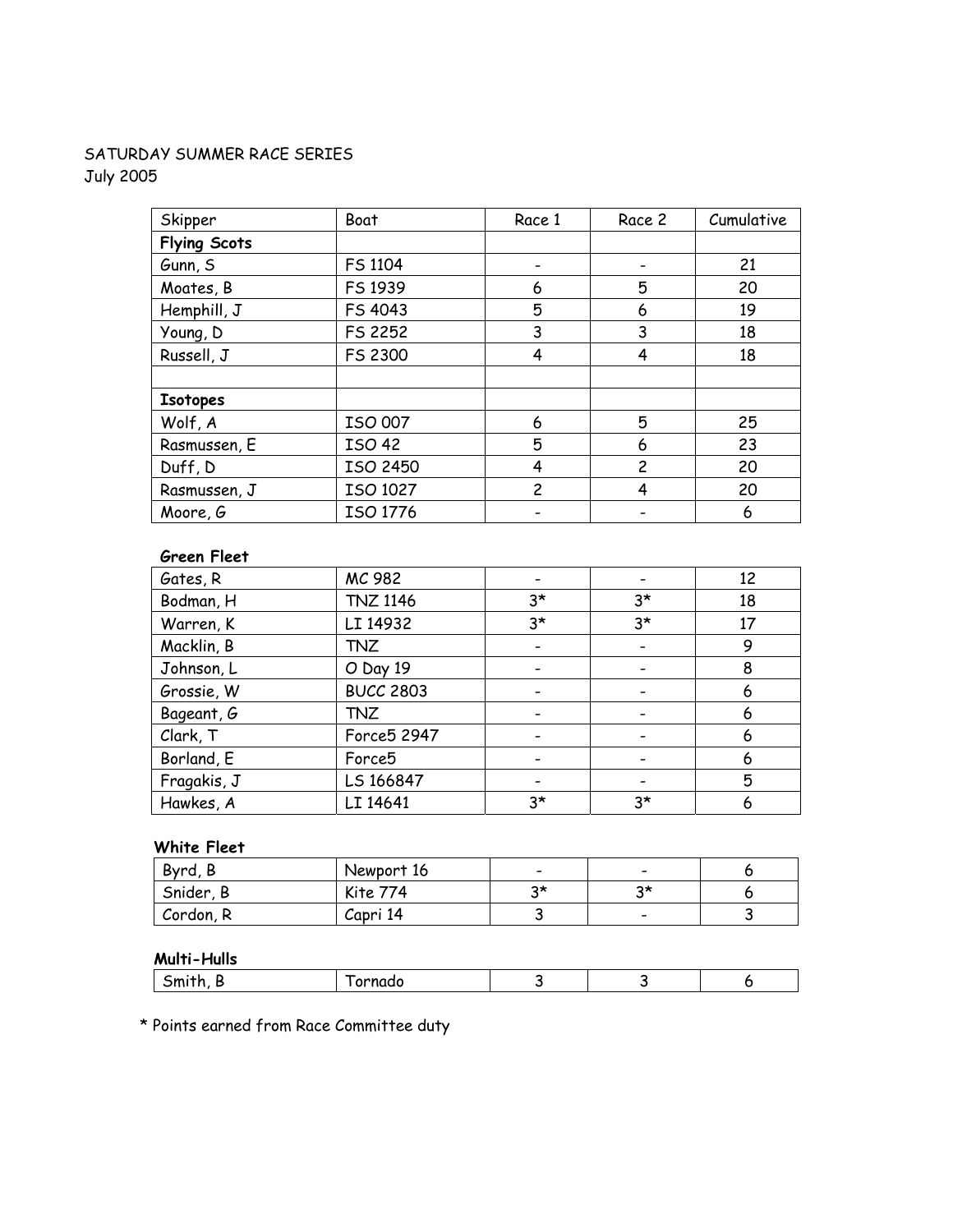SATURDAY SUMMER RACE SERIES
July 2005

| Skipper | Boat | Race 1 | Race 2 | Cumulative |
|---|---|---|---|---|
| **Flying Scots** | | | | |
| Gunn, S | FS 1104 | - | - | 21 |
| Moates, B | FS 1939 | 6 | 5 | 20 |
| Hemphill, J | FS 4043 | 5 | 6 | 19 |
| Young, D | FS 2252 | 3 | 3 | 18 |
| Russell, J | FS 2300 | 4 | 4 | 18 |
| | | | | |
| **Isotopes** | | | | |
| Wolf, A | ISO 007 | 6 | 5 | 25 |
| Rasmussen, E | ISO 42 | 5 | 6 | 23 |
| Duff, D | ISO 2450 | 4 | 2 | 20 |
| Rasmussen, J | ISO 1027 | 2 | 4 | 20 |
| Moore, G | ISO 1776 | - | - | 6 |

**Green Fleet**

| | | | | |
|---|---|---|---|---|
| Gates, R | MC 982 | - | - | 12 |
| Bodman, H | TNZ 1146 | 3* | 3* | 18 |
| Warren, K | LI 14932 | 3* | 3* | 17 |
| Macklin, B | TNZ | - | - | 9 |
| Johnson, L | O Day 19 | - | - | 8 |
| Grossie, W | BUCC 2803 | - | - | 6 |
| Bageant, G | TNZ | - | - | 6 |
| Clark, T | Force5 2947 | - | - | 6 |
| Borland, E | Force5 | - | - | 6 |
| Fragakis, J | LS 166847 | - | - | 5 |
| Hawkes, A | LI 14641 | 3* | 3* | 6 |

**White Fleet**

| | | | | |
|---|---|---|---|---|
| Byrd, B | Newport 16 | - | - | 6 |
| Snider, B | Kite 774 | 3* | 3* | 6 |
| Cordon, R | Capri 14 | 3 | - | 3 |

**Multi-Hulls**

| | | | | |
|---|---|---|---|---|
| Smith, B | Tornado | 3 | 3 | 6 |

* Points earned from Race Committee duty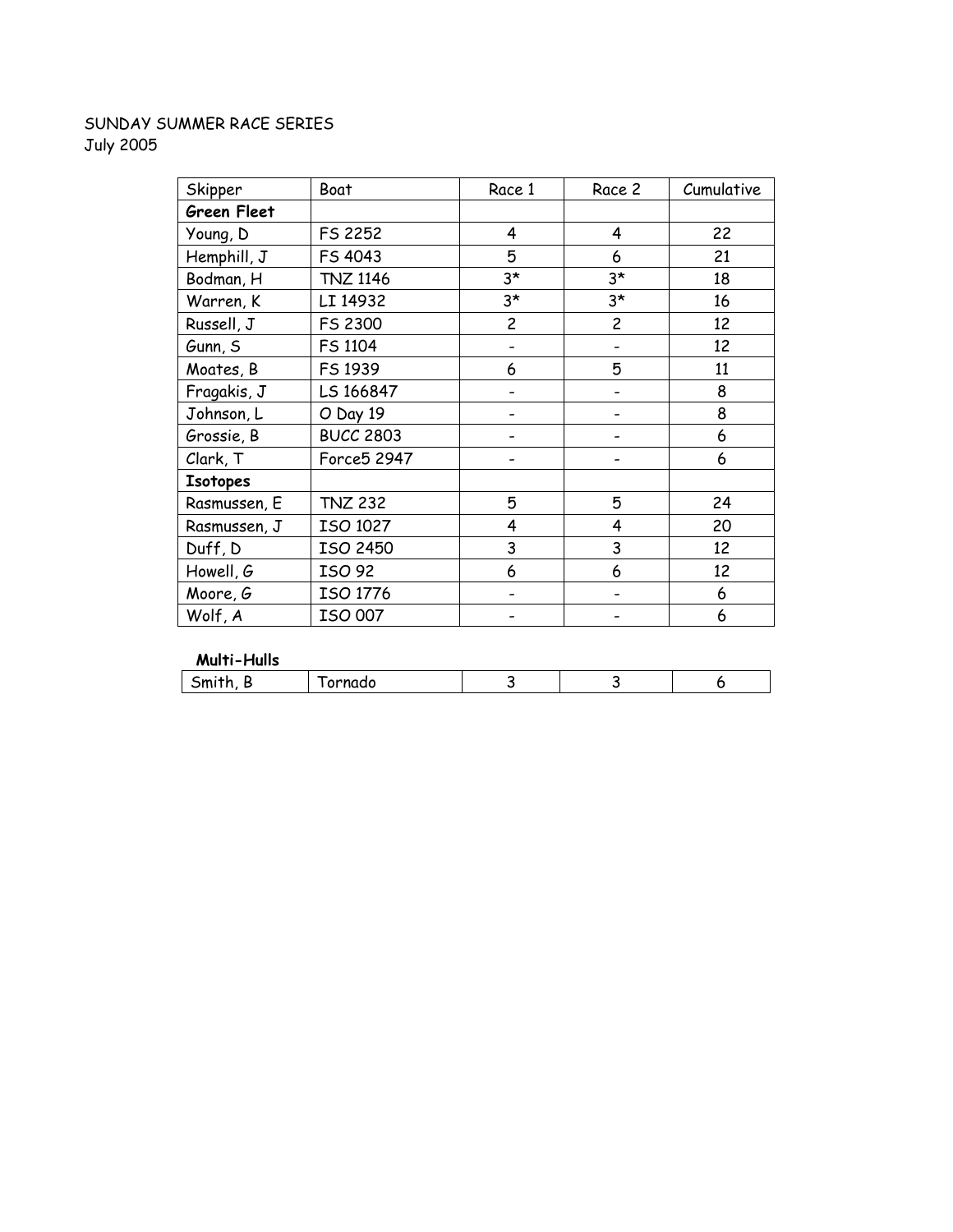SUNDAY SUMMER RACE SERIES
July 2005

| Skipper | Boat | Race 1 | Race 2 | Cumulative |
|---|---|---|---|---|
| **Green Fleet** | | | | |
| Young, D | FS 2252 | 4 | 4 | 22 |
| Hemphill, J | FS 4043 | 5 | 6 | 21 |
| Bodman, H | TNZ 1146 | 3* | 3* | 18 |
| Warren, K | LI 14932 | 3* | 3* | 16 |
| Russell, J | FS 2300 | 2 | 2 | 12 |
| Gunn, S | FS 1104 | - | - | 12 |
| Moates, B | FS 1939 | 6 | 5 | 11 |
| Fragakis, J | LS 166847 | - | - | 8 |
| Johnson, L | O Day 19 | - | - | 8 |
| Grossie, B | BUCC 2803 | - | - | 6 |
| Clark, T | Force5 2947 | - | - | 6 |
| **Isotopes** | | | | |
| Rasmussen, E | TNZ 232 | 5 | 5 | 24 |
| Rasmussen, J | ISO 1027 | 4 | 4 | 20 |
| Duff, D | ISO 2450 | 3 | 3 | 12 |
| Howell, G | ISO 92 | 6 | 6 | 12 |
| Moore, G | ISO 1776 | - | - | 6 |
| Wolf, A | ISO 007 | - | - | 6 |

**Multi-Hulls**

| | | | | |
|---|---|---|---|---|
| Smith, B | Tornado | 3 | 3 | 6 |